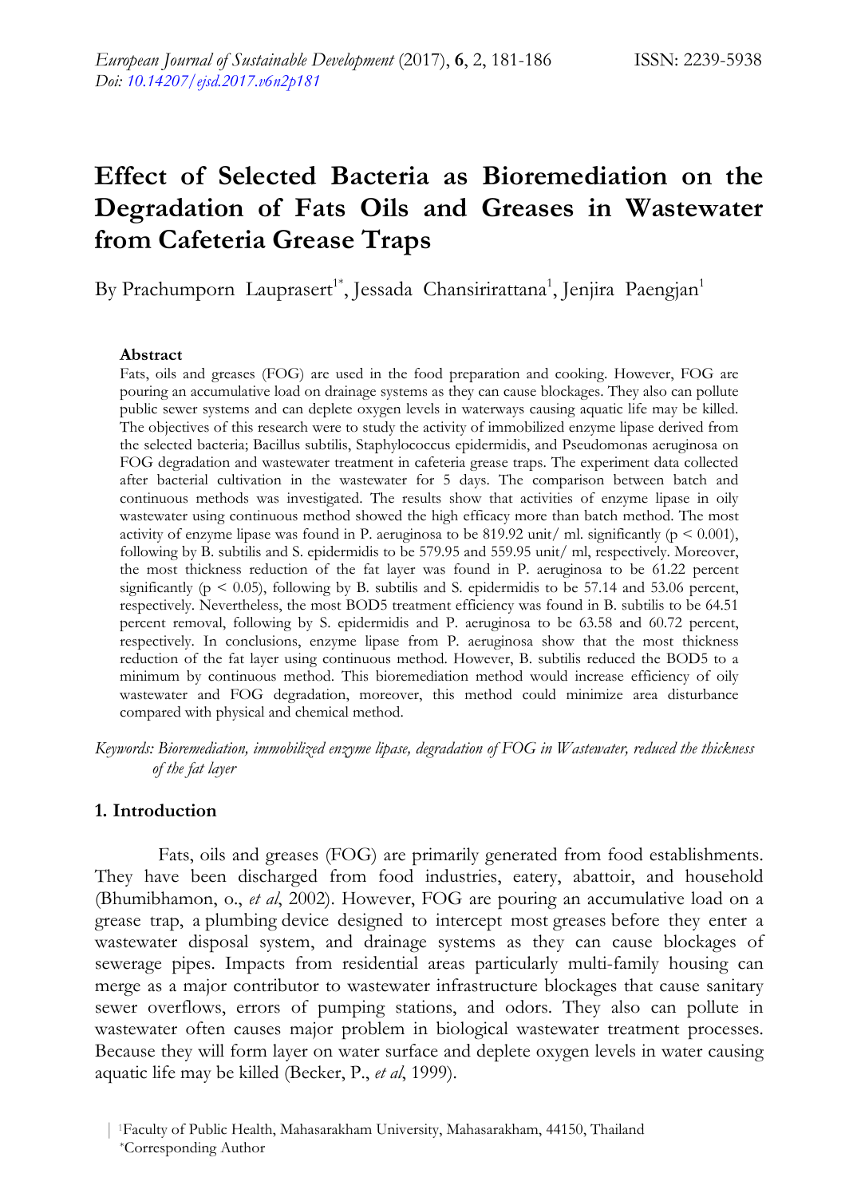# Effect of Selected Bacteria as Bioremediation on the Degradation of Fats Oils and Greases in Wastewater from Cafeteria Grease Traps

By Prachumporn Lauprasert[1*], Jessada Chansirirattana[1], Jenjira Paengjan[1]

### Abstract

Fats, oils and greases (FOG) are used in the food preparation and cooking. However, FOG are pouring an accumulative load on drainage systems as they can cause blockages. They also can pollute public sewer systems and can deplete oxygen levels in waterways causing aquatic life may be killed. The objectives of this research were to study the activity of immobilized enzyme lipase derived from the selected bacteria; Bacillus subtilis, Staphylococcus epidermidis, and Pseudomonas aeruginosa on FOG degradation and wastewater treatment in cafeteria grease traps. The experiment data collected after bacterial cultivation in the wastewater for 5 days. The comparison between batch and continuous methods was investigated. The results show that activities of enzyme lipase in oily wastewater using continuous method showed the high efficacy more than batch method. The most activity of enzyme lipase was found in P. aeruginosa to be 819.92 unit/ ml. significantly ($p < 0.001$), following by B. subtilis and S. epidermidis to be 579.95 and 559.95 unit/ ml, respectively. Moreover, the most thickness reduction of the fat layer was found in P. aeruginosa to be 61.22 percent significantly ($p < 0.05$), following by B. subtilis and S. epidermidis to be 57.14 and 53.06 percent, respectively. Nevertheless, the most BOD5 treatment efficiency was found in B. subtilis to be 64.51 percent removal, following by S. epidermidis and P. aeruginosa to be 63.58 and 60.72 percent, respectively. In conclusions, enzyme lipase from P. aeruginosa show that the most thickness reduction of the fat layer using continuous method. However, B. subtilis reduced the BOD5 to a minimum by continuous method. This bioremediation method would increase efficiency of oily wastewater and FOG degradation, moreover, this method could minimize area disturbance compared with physical and chemical method.

*Keywords: Bioremediation, immobilized enzyme lipase, degradation of FOG in Wastewater, reduced the thickness of the fat layer*

## 1. Introduction

Fats, oils and greases (FOG) are primarily generated from food establishments. They have been discharged from food industries, eatery, abattoir, and household (Bhumibhamon, o., *et al*, 2002). However, FOG are pouring an accumulative load on a grease trap, a plumbing device designed to intercept most greases before they enter a wastewater disposal system, and drainage systems as they can cause blockages of sewerage pipes. Impacts from residential areas particularly multi-family housing can merge as a major contributor to wastewater infrastructure blockages that cause sanitary sewer overflows, errors of pumping stations, and odors. They also can pollute in wastewater often causes major problem in biological wastewater treatment processes. Because they will form layer on water surface and deplete oxygen levels in water causing aquatic life may be killed (Becker, P., *et al*, 1999).

[1]Faculty of Public Health, Mahasarakham University, Mahasarakham, 44150, Thailand
*Corresponding Author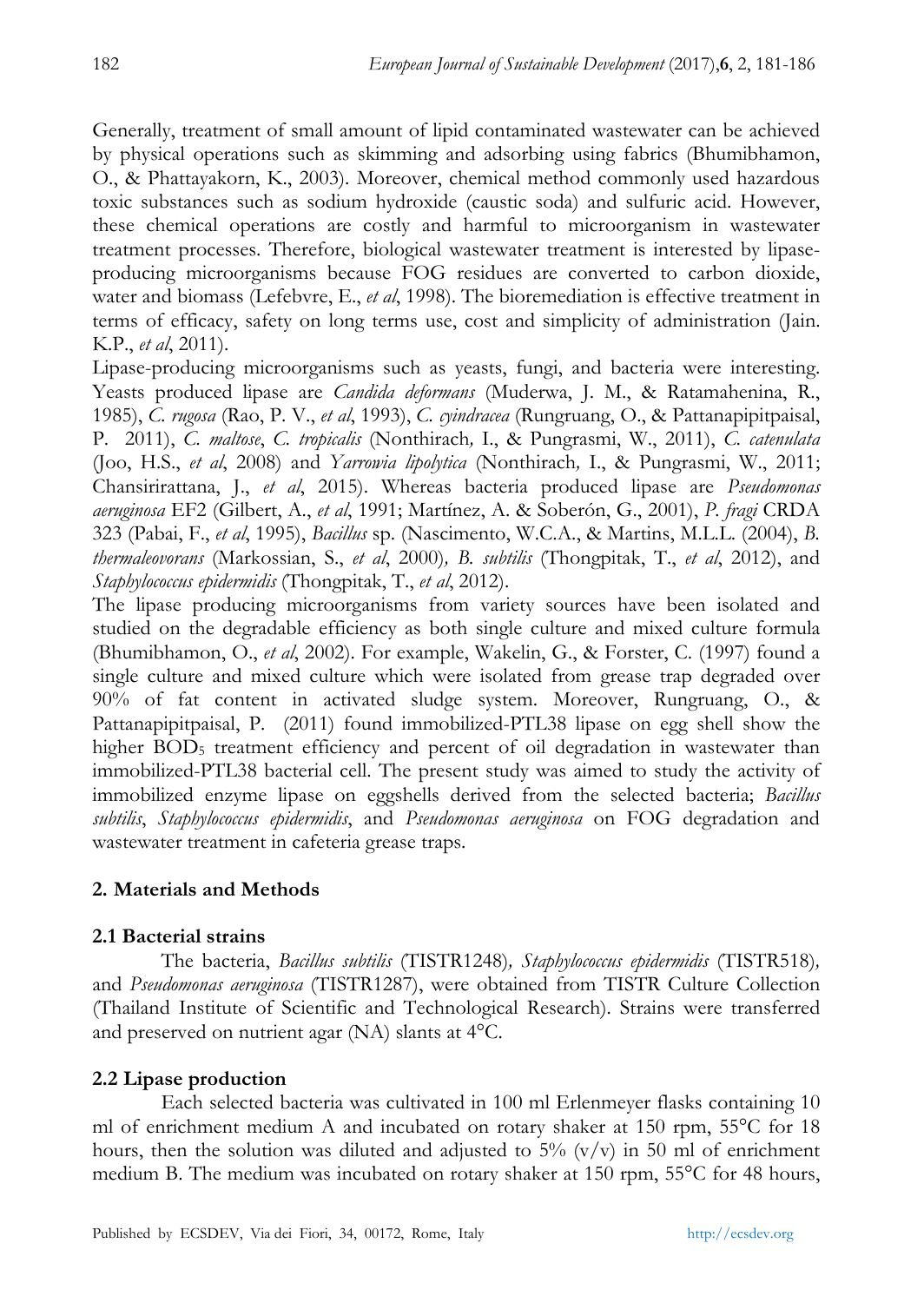Generally, treatment of small amount of lipid contaminated wastewater can be achieved by physical operations such as skimming and adsorbing using fabrics (Bhumibhamon, O., & Phattayakorn, K., 2003). Moreover, chemical method commonly used hazardous toxic substances such as sodium hydroxide (caustic soda) and sulfuric acid. However, these chemical operations are costly and harmful to microorganism in wastewater treatment processes. Therefore, biological wastewater treatment is interested by lipase-producing microorganisms because FOG residues are converted to carbon dioxide, water and biomass (Lefebvre, E., *et al*, 1998). The bioremediation is effective treatment in terms of efficacy, safety on long terms use, cost and simplicity of administration (Jain. K.P., *et al*, 2011).

Lipase-producing microorganisms such as yeasts, fungi, and bacteria were interesting. Yeasts produced lipase are *Candida deformans* (Muderwa, J. M., & Ratamahenina, R., 1985), *C. rugosa* (Rao, P. V., *et al*, 1993), *C. cyindracea* (Rungruang, O., & Pattanapipitpaisal, P. 2011), *C. maltose*, *C. tropicalis* (Nonthirach, I., & Pungrasmi, W., 2011), *C. catenulata* (Joo, H.S., *et al*, 2008) and *Yarrowia lipolytica* (Nonthirach, I., & Pungrasmi, W., 2011; Chansirirattana, J., *et al*, 2015). Whereas bacteria produced lipase are *Pseudomonas aeruginosa* EF2 (Gilbert, A., *et al*, 1991; Martínez, A. & Soberón, G., 2001), *P. fragi* CRDA 323 (Pabai, F., *et al*, 1995), *Bacillus* sp. (Nascimento, W.C.A., & Martins, M.L.L. (2004), *B. thermaleovorans* (Markossian, S., *et al*, 2000), *B. subtilis* (Thongpitak, T., *et al*, 2012), and *Staphylococcus epidermidis* (Thongpitak, T., *et al*, 2012).

The lipase producing microorganisms from variety sources have been isolated and studied on the degradable efficiency as both single culture and mixed culture formula (Bhumibhamon, O., *et al*, 2002). For example, Wakelin, G., & Forster, C. (1997) found a single culture and mixed culture which were isolated from grease trap degraded over 90% of fat content in activated sludge system. Moreover, Rungruang, O., & Pattanapipitpaisal, P. (2011) found immobilized-PTL38 lipase on egg shell show the higher $BOD_5$ treatment efficiency and percent of oil degradation in wastewater than immobilized-PTL38 bacterial cell. The present study was aimed to study the activity of immobilized enzyme lipase on eggshells derived from the selected bacteria; *Bacillus subtilis*, *Staphylococcus epidermidis*, and *Pseudomonas aeruginosa* on FOG degradation and wastewater treatment in cafeteria grease traps.

## 2. Materials and Methods

### 2.1 Bacterial strains

The bacteria, *Bacillus subtilis* (TISTR1248), *Staphylococcus epidermidis* (TISTR518), and *Pseudomonas aeruginosa* (TISTR1287), were obtained from TISTR Culture Collection (Thailand Institute of Scientific and Technological Research). Strains were transferred and preserved on nutrient agar (NA) slants at 4°C.

### 2.2 Lipase production

Each selected bacteria was cultivated in 100 ml Erlenmeyer flasks containing 10 ml of enrichment medium A and incubated on rotary shaker at 150 rpm, 55°C for 18 hours, then the solution was diluted and adjusted to 5% (v/v) in 50 ml of enrichment medium B. The medium was incubated on rotary shaker at 150 rpm, 55°C for 48 hours,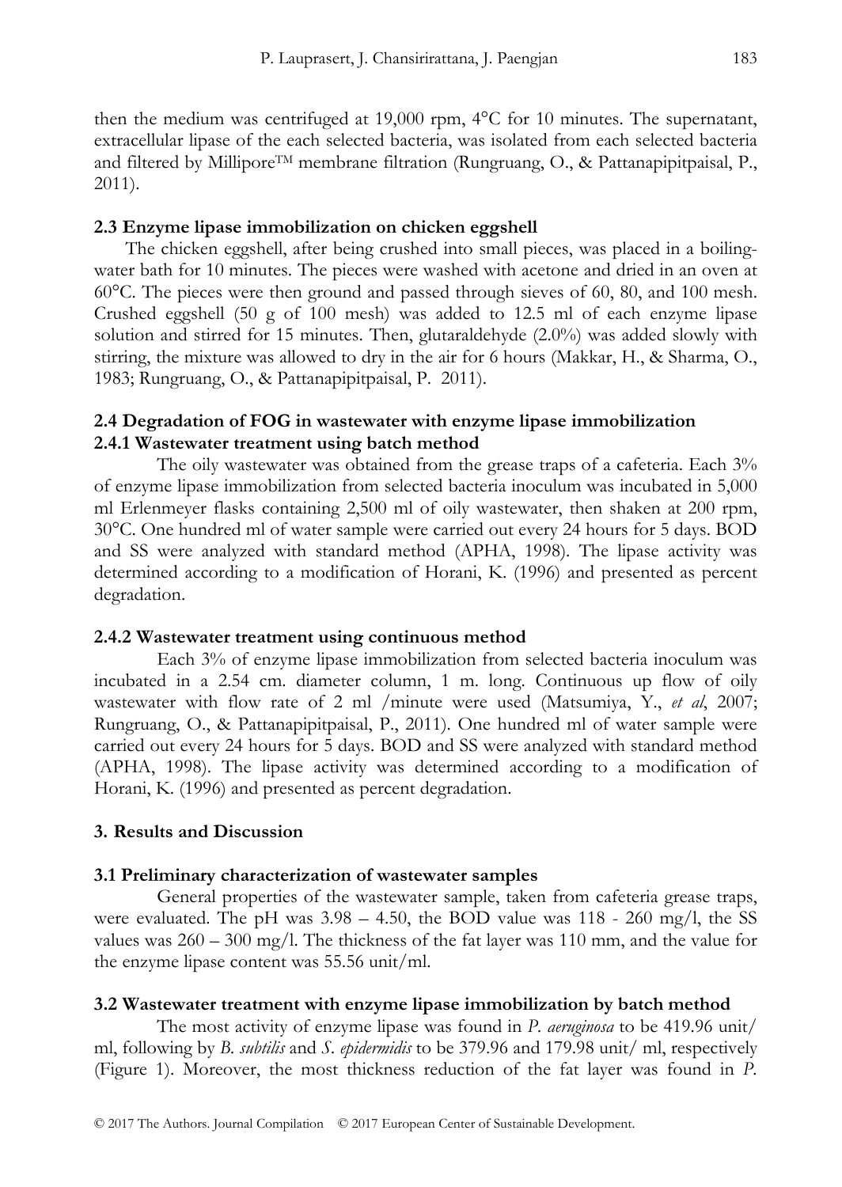then the medium was centrifuged at 19,000 rpm, 4°C for 10 minutes. The supernatant, extracellular lipase of the each selected bacteria, was isolated from each selected bacteria and filtered by Millipore™ membrane filtration (Rungruang, O., & Pattanapipitpaisal, P., 2011).

### 2.3 Enzyme lipase immobilization on chicken eggshell

The chicken eggshell, after being crushed into small pieces, was placed in a boiling-water bath for 10 minutes. The pieces were washed with acetone and dried in an oven at 60°C. The pieces were then ground and passed through sieves of 60, 80, and 100 mesh. Crushed eggshell (50 g of 100 mesh) was added to 12.5 ml of each enzyme lipase solution and stirred for 15 minutes. Then, glutaraldehyde (2.0%) was added slowly with stirring, the mixture was allowed to dry in the air for 6 hours (Makkar, H., & Sharma, O., 1983; Rungruang, O., & Pattanapipitpaisal, P. 2011).

### 2.4 Degradation of FOG in wastewater with enzyme lipase immobilization

#### 2.4.1 Wastewater treatment using batch method

The oily wastewater was obtained from the grease traps of a cafeteria. Each 3% of enzyme lipase immobilization from selected bacteria inoculum was incubated in 5,000 ml Erlenmeyer flasks containing 2,500 ml of oily wastewater, then shaken at 200 rpm, 30°C. One hundred ml of water sample were carried out every 24 hours for 5 days. BOD and SS were analyzed with standard method (APHA, 1998). The lipase activity was determined according to a modification of Horani, K. (1996) and presented as percent degradation.

#### 2.4.2 Wastewater treatment using continuous method

Each 3% of enzyme lipase immobilization from selected bacteria inoculum was incubated in a 2.54 cm. diameter column, 1 m. long. Continuous up flow of oily wastewater with flow rate of 2 ml /minute were used (Matsumiya, Y., *et al*, 2007; Rungruang, O., & Pattanapipitpaisal, P., 2011). One hundred ml of water sample were carried out every 24 hours for 5 days. BOD and SS were analyzed with standard method (APHA, 1998). The lipase activity was determined according to a modification of Horani, K. (1996) and presented as percent degradation.

## 3. Results and Discussion

### 3.1 Preliminary characterization of wastewater samples

General properties of the wastewater sample, taken from cafeteria grease traps, were evaluated. The pH was 3.98 – 4.50, the BOD value was 118 - 260 mg/l, the SS values was 260 – 300 mg/l. The thickness of the fat layer was 110 mm, and the value for the enzyme lipase content was 55.56 unit/ml.

### 3.2 Wastewater treatment with enzyme lipase immobilization by batch method

The most activity of enzyme lipase was found in *P. aeruginosa* to be 419.96 unit/ ml, following by *B. subtilis* and *S. epidermidis* to be 379.96 and 179.98 unit/ ml, respectively (Figure 1). Moreover, the most thickness reduction of the fat layer was found in *P.*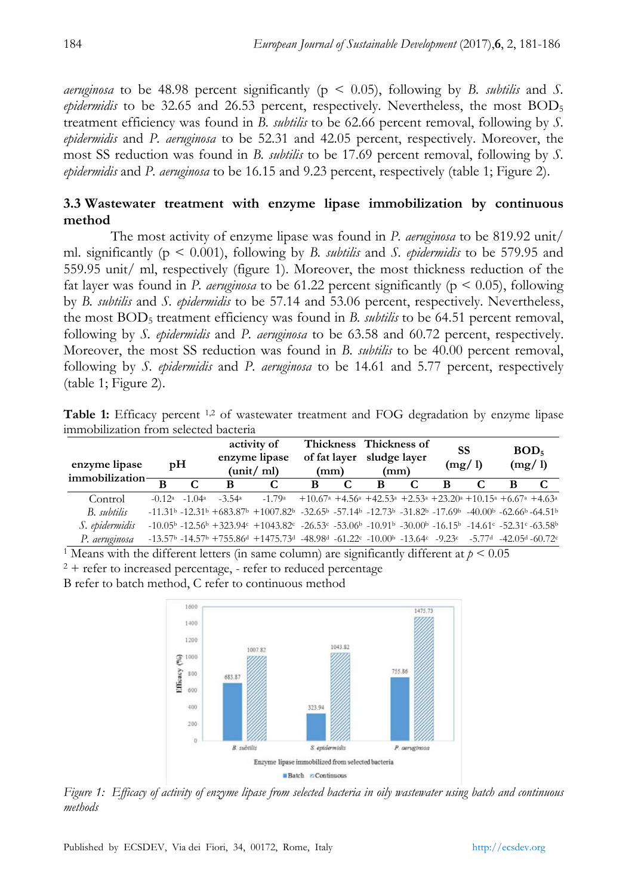*aeruginosa* to be 48.98 percent significantly ($p < 0.05$), following by *B. subtilis* and *S. epidermidis* to be 32.65 and 26.53 percent, respectively. Nevertheless, the most $BOD_5$ treatment efficiency was found in *B. subtilis* to be 62.66 percent removal, following by *S. epidermidis* and *P. aeruginosa* to be 52.31 and 42.05 percent, respectively. Moreover, the most SS reduction was found in *B. subtilis* to be 17.69 percent removal, following by *S. epidermidis* and *P. aeruginosa* to be 16.15 and 9.23 percent, respectively (table 1; Figure 2).

### 3.3 Wastewater treatment with enzyme lipase immobilization by continuous method

The most activity of enzyme lipase was found in *P. aeruginosa* to be 819.92 unit/ ml. significantly ($p < 0.001$), following by *B. subtilis* and *S. epidermidis* to be 579.95 and 559.95 unit/ ml, respectively (figure 1). Moreover, the most thickness reduction of the fat layer was found in *P. aeruginosa* to be 61.22 percent significantly ($p < 0.05$), following by *B. subtilis* and *S. epidermidis* to be 57.14 and 53.06 percent, respectively. Nevertheless, the most $BOD_5$ treatment efficiency was found in *B. subtilis* to be 64.51 percent removal, following by *S. epidermidis* and *P. aeruginosa* to be 63.58 and 60.72 percent, respectively. Moreover, the most SS reduction was found in *B. subtilis* to be 40.00 percent removal, following by *S. epidermidis* and *P. aeruginosa* to be 14.61 and 5.77 percent, respectively (table 1; Figure 2).

**Table 1:** Efficacy percent [1,2] of wastewater treatment and FOG degradation by enzyme lipase immobilization from selected bacteria

| enzyme lipase immobilization | pH | | activity of enzyme lipase (unit/ ml) | | Thickness of fat layer (mm) | | Thickness of sludge layer (mm) | | SS (mg/ l) | | $BOD_5$ (mg/ l) | |
|---|---|---|---|---|---|---|---|---|---|---|---|---|
| | B | C | B | C | B | C | B | C | B | C | B | C |
| Control | -0.12[a] | -1.04[a] | -3.54[a] | -1.79[a] | +10.67[a] | +4.56[a] | +42.53[a] | +2.53[a] | +23.20[a] | +10.15[a] | +6.67[a] | +4.63[a] |
| *B. subtilis* | -11.31[b] | -12.31[b] | +683.87[b] | +1007.82[b] | -32.65[b] | -57.14[b] | -12.73[b] | -31.82[b] | -17.69[b] | -40.00[b] | -62.66[b] | -64.51[b] |
| *S. epidermidis* | -10.05[b] | -12.56[b] | +323.94[c] | +1043.82[c] | -26.53[c] | -53.06[b] | -10.91[b] | -30.00[b] | -16.15[b] | -14.61[c] | -52.31[c] | -63.58[b] |
| *P. aeruginosa* | -13.57[b] | -14.57[b] | +755.86[d] | +1475.73[d] | -48.98[d] | -61.22[c] | -10.00[b] | -13.64[c] | -9.23[c] | -5.77[d] | -42.05[d] | -60.72[c] |

[1] Means with the different letters (in same column) are significantly different at $p < 0.05$

[2] + refer to increased percentage, - refer to reduced percentage

B refer to batch method, C refer to continuous method

*Figure 1: Efficacy of activity of enzyme lipase from selected bacteria in oily wastewater using batch and continuous methods*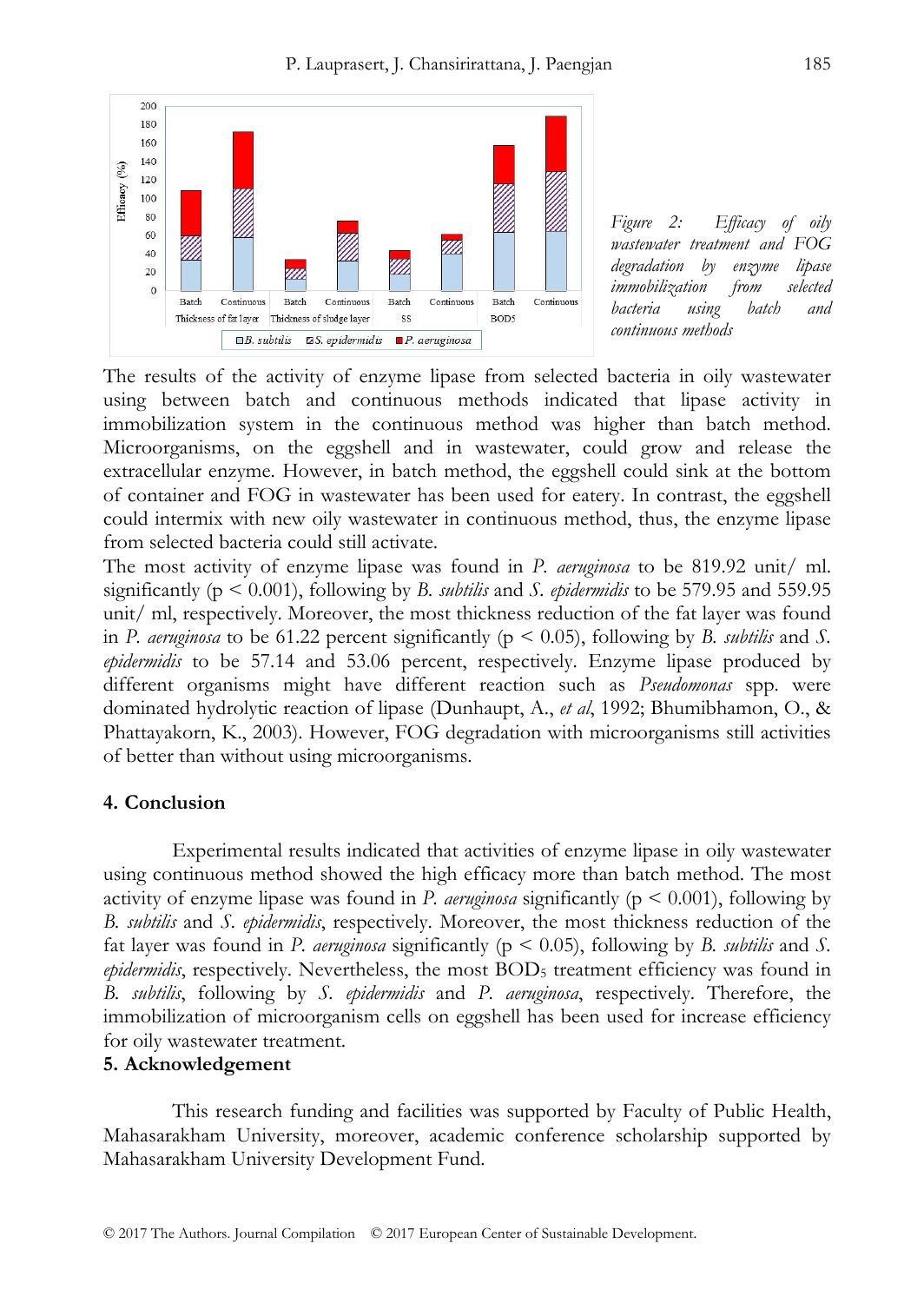Figure 2: Efficacy of oily wastewater treatment and FOG degradation by enzyme lipase immobilization from selected bacteria using batch and continuous methods

The results of the activity of enzyme lipase from selected bacteria in oily wastewater using between batch and continuous methods indicated that lipase activity in immobilization system in the continuous method was higher than batch method. Microorganisms, on the eggshell and in wastewater, could grow and release the extracellular enzyme. However, in batch method, the eggshell could sink at the bottom of container and FOG in wastewater has been used for eatery. In contrast, the eggshell could intermix with new oily wastewater in continuous method, thus, the enzyme lipase from selected bacteria could still activate.

The most activity of enzyme lipase was found in *P. aeruginosa* to be 819.92 unit/ ml. significantly ($p < 0.001$), following by *B. subtilis* and *S. epidermidis* to be 579.95 and 559.95 unit/ ml, respectively. Moreover, the most thickness reduction of the fat layer was found in *P. aeruginosa* to be 61.22 percent significantly ($p < 0.05$), following by *B. subtilis* and *S. epidermidis* to be 57.14 and 53.06 percent, respectively. Enzyme lipase produced by different organisms might have different reaction such as *Pseudomonas* spp. were dominated hydrolytic reaction of lipase (Dunhaupt, A., *et al*, 1992; Bhumibhamon, O., & Phattayakorn, K., 2003). However, FOG degradation with microorganisms still activities of better than without using microorganisms.

## 4. Conclusion

Experimental results indicated that activities of enzyme lipase in oily wastewater using continuous method showed the high efficacy more than batch method. The most activity of enzyme lipase was found in *P. aeruginosa* significantly ($p < 0.001$), following by *B. subtilis* and *S. epidermidis*, respectively. Moreover, the most thickness reduction of the fat layer was found in *P. aeruginosa* significantly ($p < 0.05$), following by *B. subtilis* and *S. epidermidis*, respectively. Nevertheless, the most $BOD_5$ treatment efficiency was found in *B. subtilis*, following by *S. epidermidis* and *P. aeruginosa*, respectively. Therefore, the immobilization of microorganism cells on eggshell has been used for increase efficiency for oily wastewater treatment.

## 5. Acknowledgement

This research funding and facilities was supported by Faculty of Public Health, Mahasarakham University, moreover, academic conference scholarship supported by Mahasarakham University Development Fund.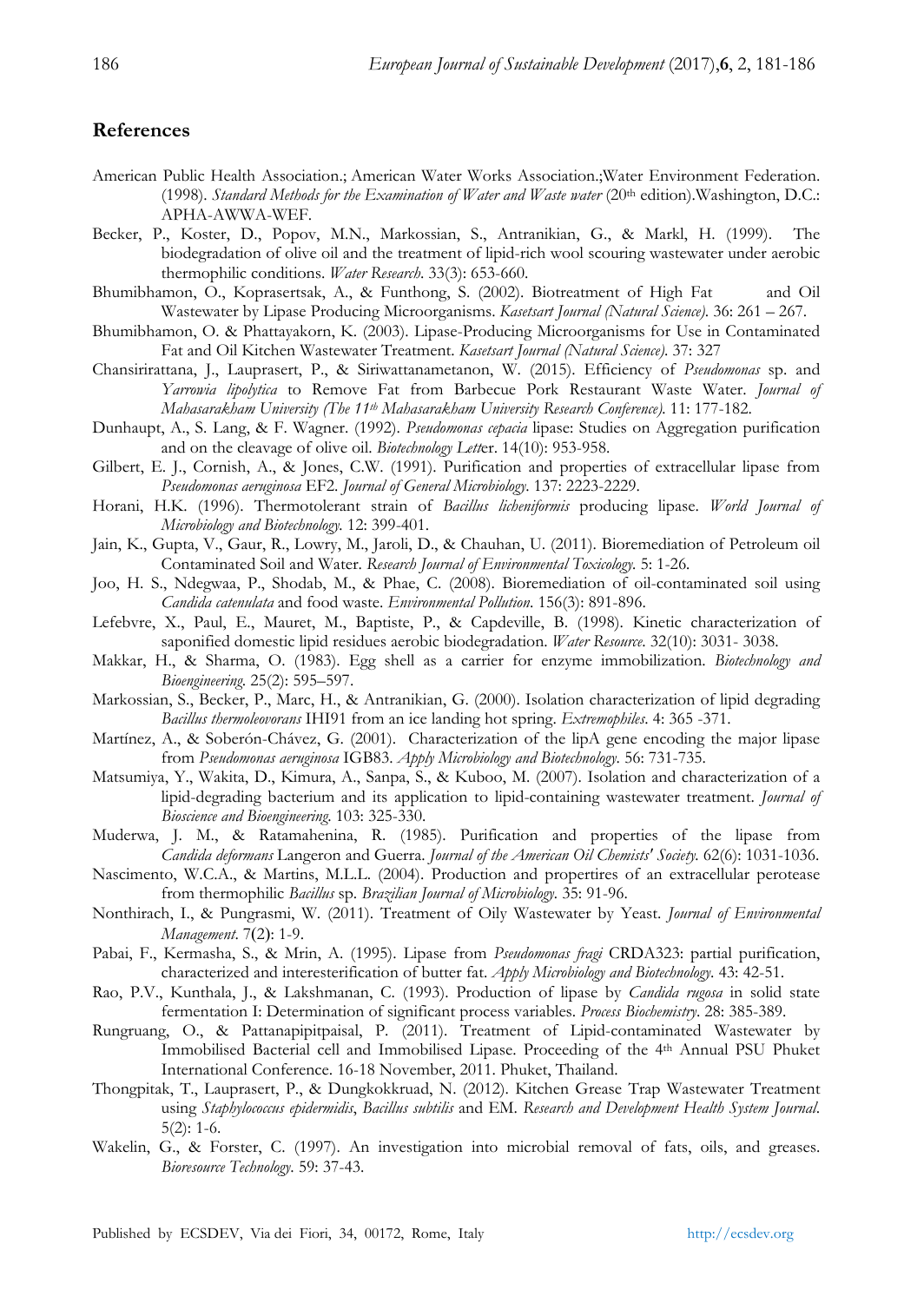## References

American Public Health Association.; American Water Works Association.;Water Environment Federation. (1998). *Standard Methods for the Examination of Water and Waste water* (20th edition).Washington, D.C.: APHA-AWWA-WEF.

Becker, P., Koster, D., Popov, M.N., Markossian, S., Antranikian, G., & Markl, H. (1999). The biodegradation of olive oil and the treatment of lipid-rich wool scouring wastewater under aerobic thermophilic conditions. *Water Research*. 33(3): 653-660.

Bhumibhamon, O., Koprasertsak, A., & Funthong, S. (2002). Biotreatment of High Fat and Oil Wastewater by Lipase Producing Microorganisms. *Kasetsart Journal (Natural Science)*. 36: 261 – 267.

Bhumibhamon, O. & Phattayakorn, K. (2003). Lipase-Producing Microorganisms for Use in Contaminated Fat and Oil Kitchen Wastewater Treatment. *Kasetsart Journal (Natural Science)*. 37: 327

Chansirirattana, J., Lauprasert, P., & Siriwattanametanon, W. (2015). Efficiency of *Pseudomonas* sp. and *Yarrowia lipolytica* to Remove Fat from Barbecue Pork Restaurant Waste Water. *Journal of Mahasarakham University (The 11th Mahasarakham University Research Conference)*. 11: 177-182.

Dunhaupt, A., S. Lang, & F. Wagner. (1992). *Pseudomonas cepacia* lipase: Studies on Aggregation purification and on the cleavage of olive oil. *Biotechnology Lett*er. 14(10): 953-958.

Gilbert, E. J., Cornish, A., & Jones, C.W. (1991). Purification and properties of extracellular lipase from *Pseudomonas aeruginosa* EF2. *Journal of General Microbiology*. 137: 2223-2229.

Horani, H.K. (1996). Thermotolerant strain of *Bacillus licheniformis* producing lipase. *World Journal of Microbiology and Biotechnology*. 12: 399-401.

Jain, K., Gupta, V., Gaur, R., Lowry, M., Jaroli, D., & Chauhan, U. (2011). Bioremediation of Petroleum oil Contaminated Soil and Water. *Research Journal of Environmental Toxicology*. 5: 1-26.

Joo, H. S., Ndegwaa, P., Shodab, M., & Phae, C. (2008). Bioremediation of oil-contaminated soil using *Candida catenulata* and food waste. *Environmental Pollution*. 156(3): 891-896.

Lefebvre, X., Paul, E., Mauret, M., Baptiste, P., & Capdeville, B. (1998). Kinetic characterization of saponified domestic lipid residues aerobic biodegradation. *Water Resource*. 32(10): 3031- 3038.

Makkar, H., & Sharma, O. (1983). Egg shell as a carrier for enzyme immobilization. *Biotechnology and Bioengineering*. 25(2): 595–597.

Markossian, S., Becker, P., Marc, H., & Antranikian, G. (2000). Isolation characterization of lipid degrading *Bacillus thermoleovorans* IHI91 from an ice landing hot spring. *Extremophiles*. 4: 365 -371.

Martínez, A., & Soberón-Chávez, G. (2001). Characterization of the lipA gene encoding the major lipase from *Pseudomonas aeruginosa* IGB83. *Apply Microbiology and Biotechnology*. 56: 731-735.

Matsumiya, Y., Wakita, D., Kimura, A., Sanpa, S., & Kuboo, M. (2007). Isolation and characterization of a lipid-degrading bacterium and its application to lipid-containing wastewater treatment. *Journal of Bioscience and Bioengineering*. 103: 325-330.

Muderwa, J. M., & Ratamahenina, R. (1985). Purification and properties of the lipase from *Candida deformans* Langeron and Guerra. *Journal of the American Oil Chemists' Society*. 62(6): 1031-1036.

Nascimento, W.C.A., & Martins, M.L.L. (2004). Production and propertires of an extracellular perotease from thermophilic *Bacillus* sp. *Brazilian Journal of Microbiology*. 35: 91-96.

Nonthirach, I., & Pungrasmi, W. (2011). Treatment of Oily Wastewater by Yeast. *Journal of Environmental Management*. 7(2): 1-9.

Pabai, F., Kermasha, S., & Mrin, A. (1995). Lipase from *Pseudomonas fragi* CRDA323: partial purification, characterized and interesterification of butter fat. *Apply Microbiology and Biotechnology*. 43: 42-51.

Rao, P.V., Kunthala, J., & Lakshmanan, C. (1993). Production of lipase by *Candida rugosa* in solid state fermentation I: Determination of significant process variables. *Process Biochemistry*. 28: 385-389.

Rungruang, O., & Pattanapipitpaisal, P. (2011). Treatment of Lipid-contaminated Wastewater by Immobilised Bacterial cell and Immobilised Lipase. Proceeding of the 4th Annual PSU Phuket International Conference. 16-18 November, 2011. Phuket, Thailand.

Thongpitak, T., Lauprasert, P., & Dungkokkruad, N. (2012). Kitchen Grease Trap Wastewater Treatment using *Staphylococcus epidermidis*, *Bacillus subtilis* and EM. *Research and Development Health System Journal*. 5(2): 1-6.

Wakelin, G., & Forster, C. (1997). An investigation into microbial removal of fats, oils, and greases. *Bioresource Technology*. 59: 37-43.